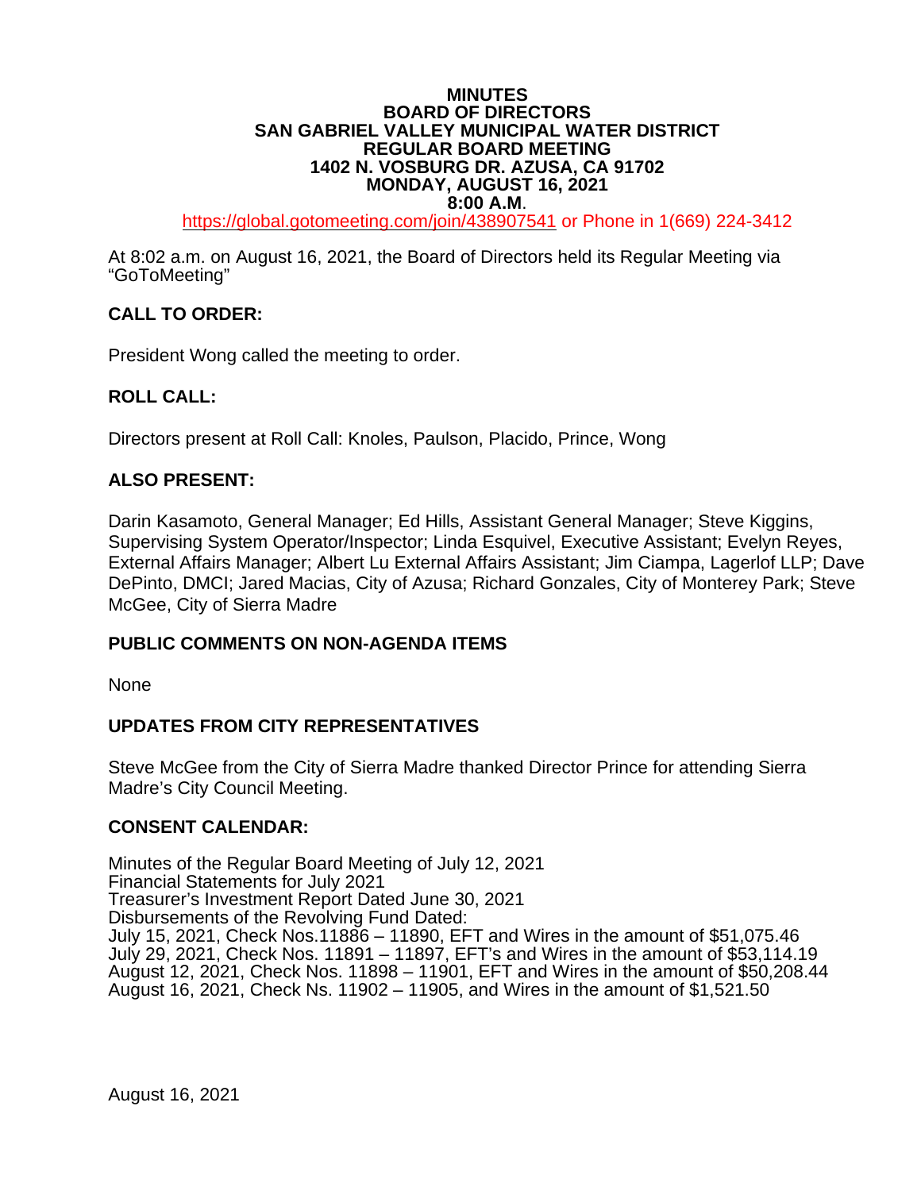**MINUTES**
**BOARD OF DIRECTORS**
**SAN GABRIEL VALLEY MUNICIPAL WATER DISTRICT**
**REGULAR BOARD MEETING**
**1402 N. VOSBURG DR. AZUSA, CA 91702**
**MONDAY, AUGUST 16, 2021**
**8:00 A.M.**

https://global.gotomeeting.com/join/438907541 or Phone in 1(669) 224-3412

At 8:02 a.m. on August 16, 2021, the Board of Directors held its Regular Meeting via "GoToMeeting"

## CALL TO ORDER:

President Wong called the meeting to order.

## ROLL CALL:

Directors present at Roll Call: Knoles, Paulson, Placido, Prince, Wong

## ALSO PRESENT:

Darin Kasamoto, General Manager; Ed Hills, Assistant General Manager; Steve Kiggins, Supervising System Operator/Inspector; Linda Esquivel, Executive Assistant; Evelyn Reyes, External Affairs Manager; Albert Lu External Affairs Assistant; Jim Ciampa, Lagerlof LLP; Dave DePinto, DMCI; Jared Macias, City of Azusa; Richard Gonzales, City of Monterey Park; Steve McGee, City of Sierra Madre

## PUBLIC COMMENTS ON NON-AGENDA ITEMS

None

## UPDATES FROM CITY REPRESENTATIVES

Steve McGee from the City of Sierra Madre thanked Director Prince for attending Sierra Madre's City Council Meeting.

## CONSENT CALENDAR:

Minutes of the Regular Board Meeting of July 12, 2021
Financial Statements for July 2021
Treasurer's Investment Report Dated June 30, 2021
Disbursements of the Revolving Fund Dated:
July 15, 2021, Check Nos.11886 – 11890, EFT and Wires in the amount of $51,075.46
July 29, 2021, Check Nos. 11891 – 11897, EFT's and Wires in the amount of $53,114.19
August 12, 2021, Check Nos. 11898 – 11901, EFT and Wires in the amount of $50,208.44
August 16, 2021, Check Ns. 11902 – 11905, and Wires in the amount of $1,521.50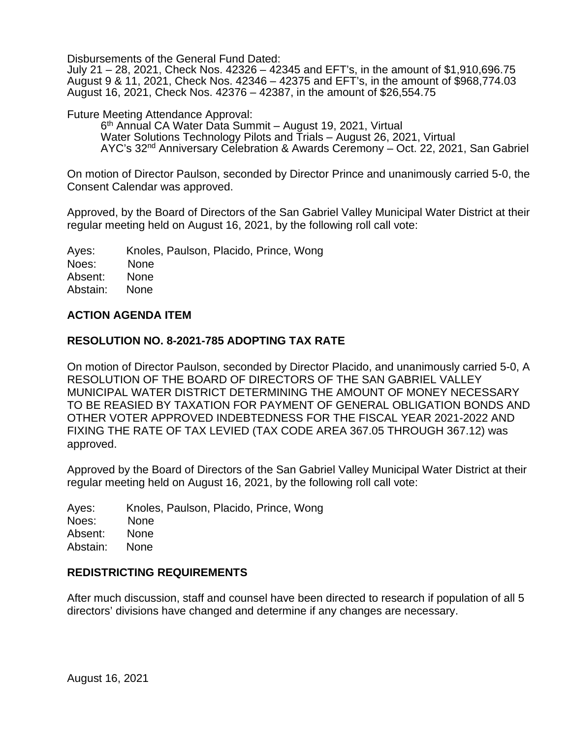Disbursements of the General Fund Dated:
July 21 – 28, 2021, Check Nos. 42326 – 42345 and EFT's, in the amount of $1,910,696.75
August 9 & 11, 2021, Check Nos. 42346 – 42375 and EFT's, in the amount of $968,774.03
August 16, 2021, Check Nos. 42376 – 42387, in the amount of $26,554.75

Future Meeting Attendance Approval:

- 6th Annual CA Water Data Summit – August 19, 2021, Virtual
- Water Solutions Technology Pilots and Trials – August 26, 2021, Virtual
- AYC's 32nd Anniversary Celebration & Awards Ceremony – Oct. 22, 2021, San Gabriel

On motion of Director Paulson, seconded by Director Prince and unanimously carried 5-0, the Consent Calendar was approved.

Approved, by the Board of Directors of the San Gabriel Valley Municipal Water District at their regular meeting held on August 16, 2021, by the following roll call vote:

Ayes: Knoles, Paulson, Placido, Prince, Wong
Noes: None
Absent: None
Abstain: None

## ACTION AGENDA ITEM

## RESOLUTION NO. 8-2021-785 ADOPTING TAX RATE

On motion of Director Paulson, seconded by Director Placido, and unanimously carried 5-0, A RESOLUTION OF THE BOARD OF DIRECTORS OF THE SAN GABRIEL VALLEY MUNICIPAL WATER DISTRICT DETERMINING THE AMOUNT OF MONEY NECESSARY TO BE REASIED BY TAXATION FOR PAYMENT OF GENERAL OBLIGATION BONDS AND OTHER VOTER APPROVED INDEBTEDNESS FOR THE FISCAL YEAR 2021-2022 AND FIXING THE RATE OF TAX LEVIED (TAX CODE AREA 367.05 THROUGH 367.12) was approved.

Approved by the Board of Directors of the San Gabriel Valley Municipal Water District at their regular meeting held on August 16, 2021, by the following roll call vote:

Ayes: Knoles, Paulson, Placido, Prince, Wong
Noes: None
Absent: None
Abstain: None

## REDISTRICTING REQUIREMENTS

After much discussion, staff and counsel have been directed to research if population of all 5 directors' divisions have changed and determine if any changes are necessary.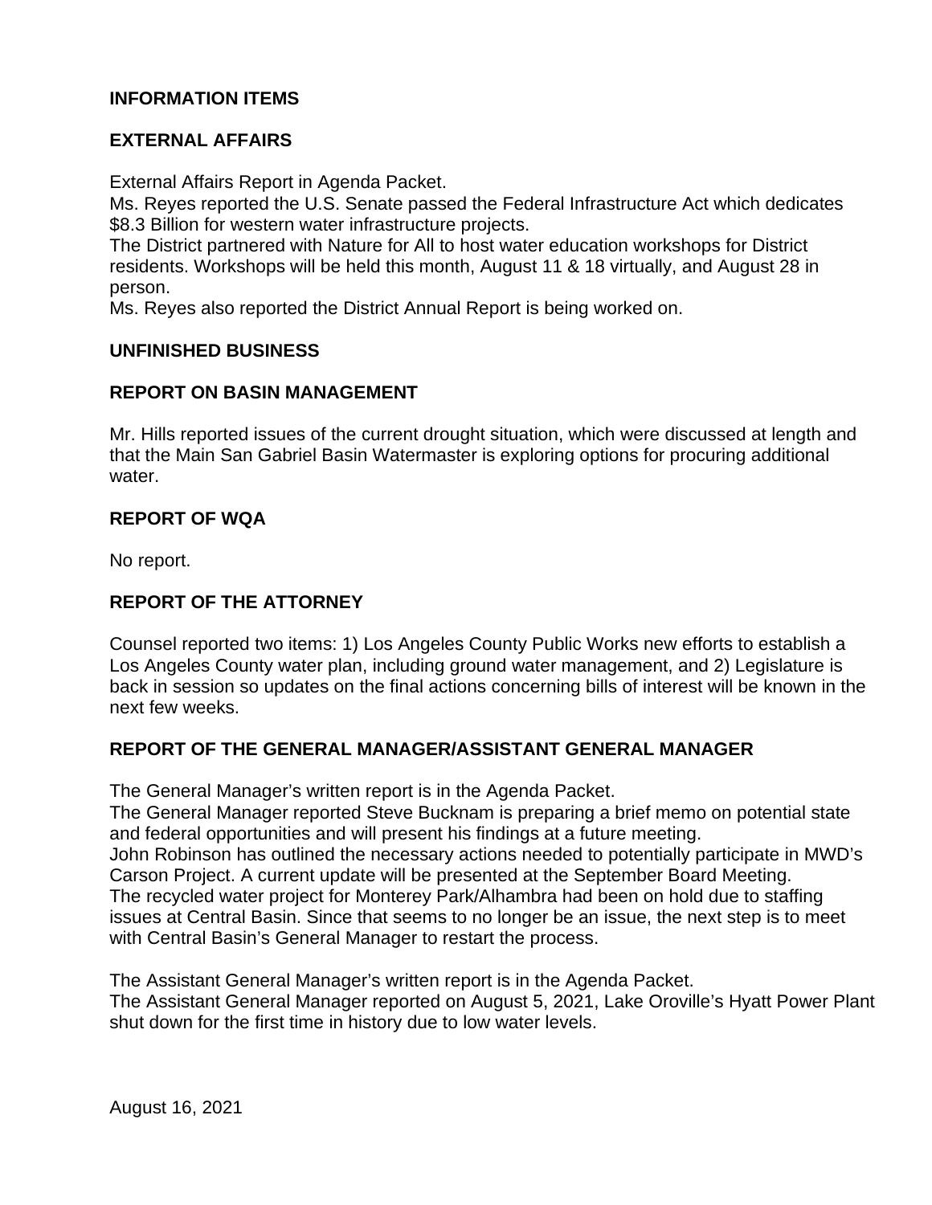## INFORMATION ITEMS

## EXTERNAL AFFAIRS

External Affairs Report in Agenda Packet.
Ms. Reyes reported the U.S. Senate passed the Federal Infrastructure Act which dedicates $8.3 Billion for western water infrastructure projects.
The District partnered with Nature for All to host water education workshops for District residents. Workshops will be held this month, August 11 & 18 virtually, and August 28 in person.
Ms. Reyes also reported the District Annual Report is being worked on.

## UNFINISHED BUSINESS

## REPORT ON BASIN MANAGEMENT

Mr. Hills reported issues of the current drought situation, which were discussed at length and that the Main San Gabriel Basin Watermaster is exploring options for procuring additional water.

## REPORT OF WQA

No report.

## REPORT OF THE ATTORNEY

Counsel reported two items: 1) Los Angeles County Public Works new efforts to establish a Los Angeles County water plan, including ground water management, and 2) Legislature is back in session so updates on the final actions concerning bills of interest will be known in the next few weeks.

## REPORT OF THE GENERAL MANAGER/ASSISTANT GENERAL MANAGER

The General Manager's written report is in the Agenda Packet.
The General Manager reported Steve Bucknam is preparing a brief memo on potential state and federal opportunities and will present his findings at a future meeting.
John Robinson has outlined the necessary actions needed to potentially participate in MWD's Carson Project. A current update will be presented at the September Board Meeting.
The recycled water project for Monterey Park/Alhambra had been on hold due to staffing issues at Central Basin. Since that seems to no longer be an issue, the next step is to meet with Central Basin's General Manager to restart the process.

The Assistant General Manager's written report is in the Agenda Packet.
The Assistant General Manager reported on August 5, 2021, Lake Oroville's Hyatt Power Plant shut down for the first time in history due to low water levels.

August 16, 2021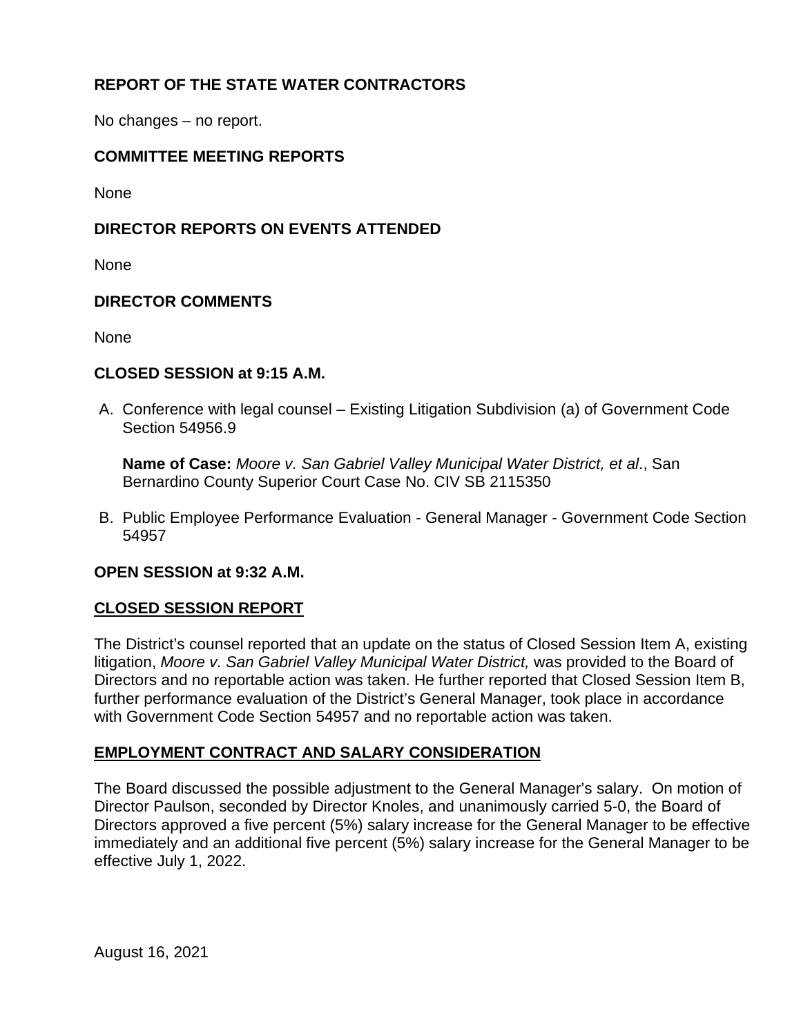## REPORT OF THE STATE WATER CONTRACTORS

No changes – no report.

## COMMITTEE MEETING REPORTS

None

## DIRECTOR REPORTS ON EVENTS ATTENDED

None

## DIRECTOR COMMENTS

None

## CLOSED SESSION at 9:15 A.M.

A. Conference with legal counsel – Existing Litigation Subdivision (a) of Government Code Section 54956.9

   **Name of Case:** *Moore v. San Gabriel Valley Municipal Water District, et al*., San Bernardino County Superior Court Case No. CIV SB 2115350

B. Public Employee Performance Evaluation - General Manager - Government Code Section 54957

## OPEN SESSION at 9:32 A.M.

## CLOSED SESSION REPORT

The District's counsel reported that an update on the status of Closed Session Item A, existing litigation, *Moore v. San Gabriel Valley Municipal Water District,* was provided to the Board of Directors and no reportable action was taken. He further reported that Closed Session Item B, further performance evaluation of the District's General Manager, took place in accordance with Government Code Section 54957 and no reportable action was taken.

## EMPLOYMENT CONTRACT AND SALARY CONSIDERATION

The Board discussed the possible adjustment to the General Manager's salary. On motion of Director Paulson, seconded by Director Knoles, and unanimously carried 5-0, the Board of Directors approved a five percent (5%) salary increase for the General Manager to be effective immediately and an additional five percent (5%) salary increase for the General Manager to be effective July 1, 2022.

August 16, 2021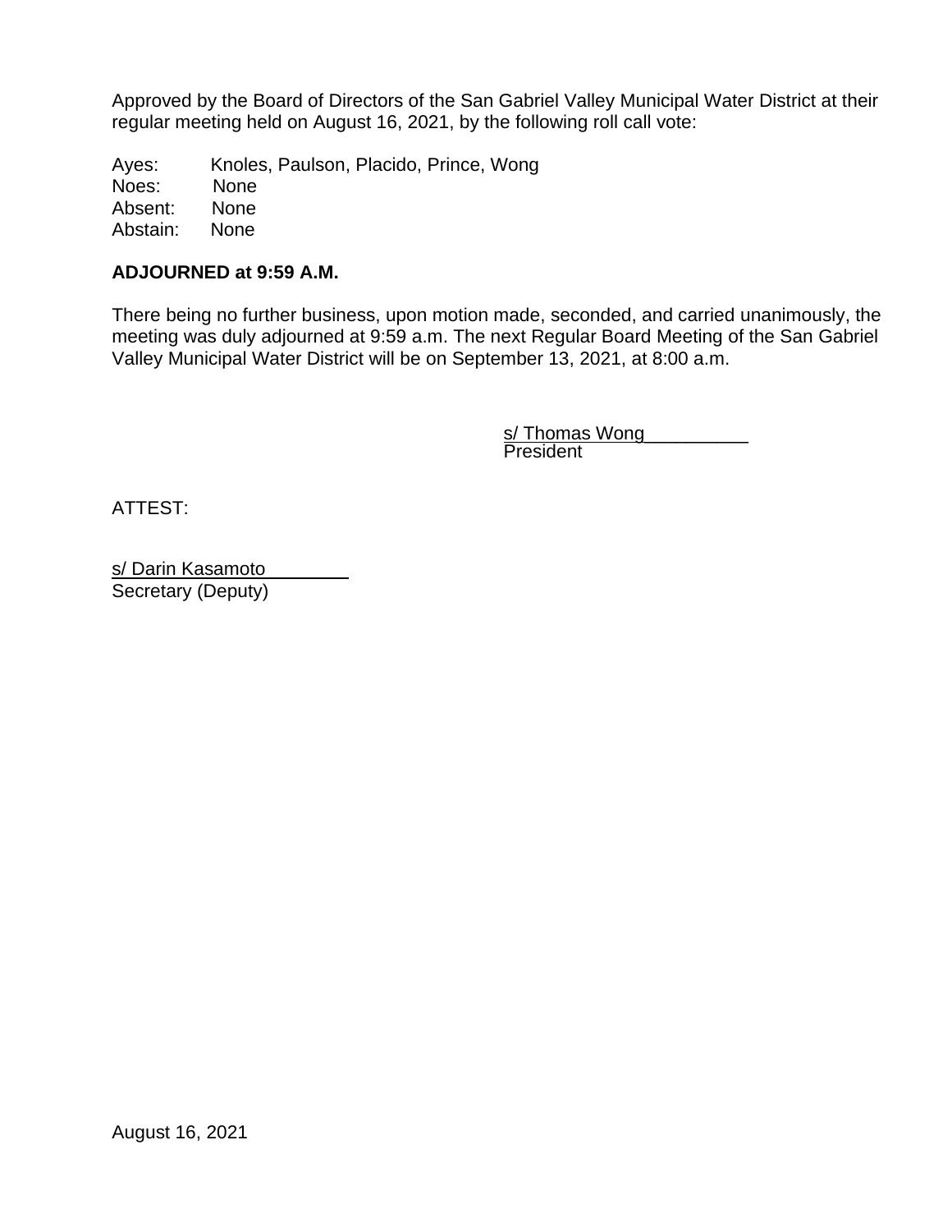Approved by the Board of Directors of the San Gabriel Valley Municipal Water District at their regular meeting held on August 16, 2021, by the following roll call vote:

Ayes: Knoles, Paulson, Placido, Prince, Wong
Noes: None
Absent: None
Abstain: None

**ADJOURNED at 9:59 A.M.**

There being no further business, upon motion made, seconded, and carried unanimously, the meeting was duly adjourned at 9:59 a.m. The next Regular Board Meeting of the San Gabriel Valley Municipal Water District will be on September 13, 2021, at 8:00 a.m.

s/ Thomas Wong__________
President

ATTEST:

s/ Darin Kasamoto
Secretary (Deputy)

August 16, 2021